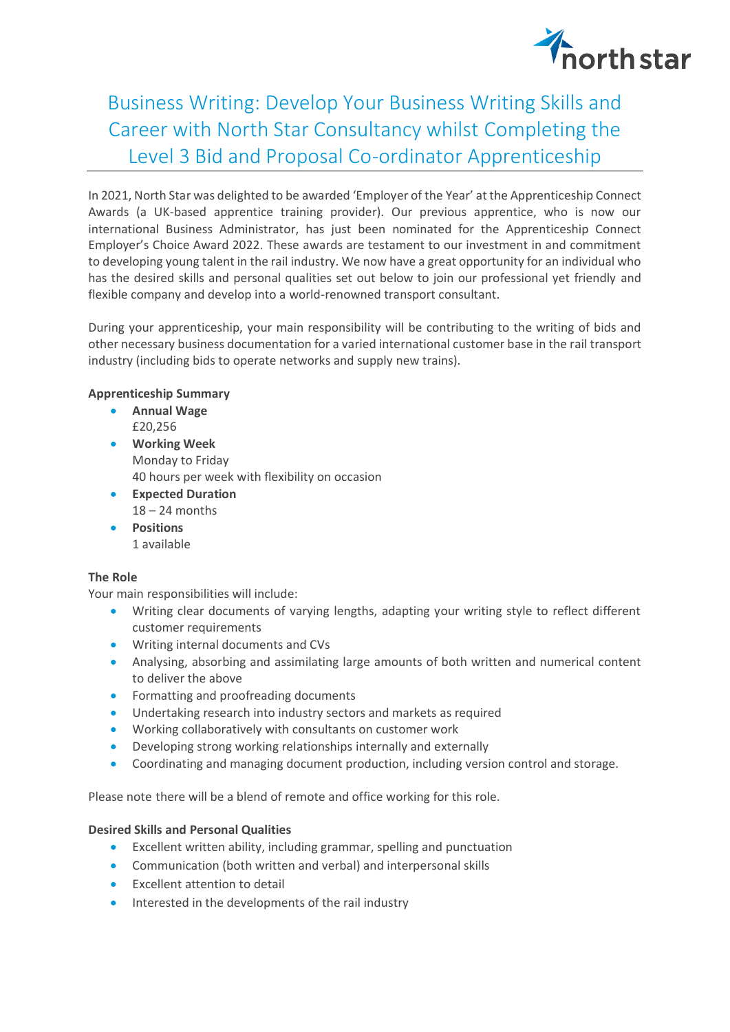# Business Writing: Develop Your Business Writing Skills and Career with North Star Consultancy whilst Completing the Level 3 Bid and Proposal Co-ordinator Apprenticeship

In 2021, North Star was delighted to be awarded 'Employer of the Year' at the Apprenticeship Connect Awards (a UK-based apprentice training provider). Our previous apprentice, who is now our international Business Administrator, has just been nominated for the Apprenticeship Connect Employer's Choice Award 2022. These awards are testament to our investment in and commitment to developing young talent in the rail industry. We now have a great opportunity for an individual who has the desired skills and personal qualities set out below to join our professional yet friendly and flexible company and develop into a world-renowned transport consultant.

During your apprenticeship, your main responsibility will be contributing to the writing of bids and other necessary business documentation for a varied international customer base in the rail transport industry (including bids to operate networks and supply new trains).

**Apprenticeship Summary**

- **Annual Wage**
  £20,256
- **Working Week**
  Monday to Friday
  40 hours per week with flexibility on occasion
- **Expected Duration**
  18 – 24 months
- **Positions**
  1 available

**The Role**

Your main responsibilities will include:

- Writing clear documents of varying lengths, adapting your writing style to reflect different customer requirements
- Writing internal documents and CVs
- Analysing, absorbing and assimilating large amounts of both written and numerical content to deliver the above
- Formatting and proofreading documents
- Undertaking research into industry sectors and markets as required
- Working collaboratively with consultants on customer work
- Developing strong working relationships internally and externally
- Coordinating and managing document production, including version control and storage.

Please note there will be a blend of remote and office working for this role.

**Desired Skills and Personal Qualities**

- Excellent written ability, including grammar, spelling and punctuation
- Communication (both written and verbal) and interpersonal skills
- Excellent attention to detail
- Interested in the developments of the rail industry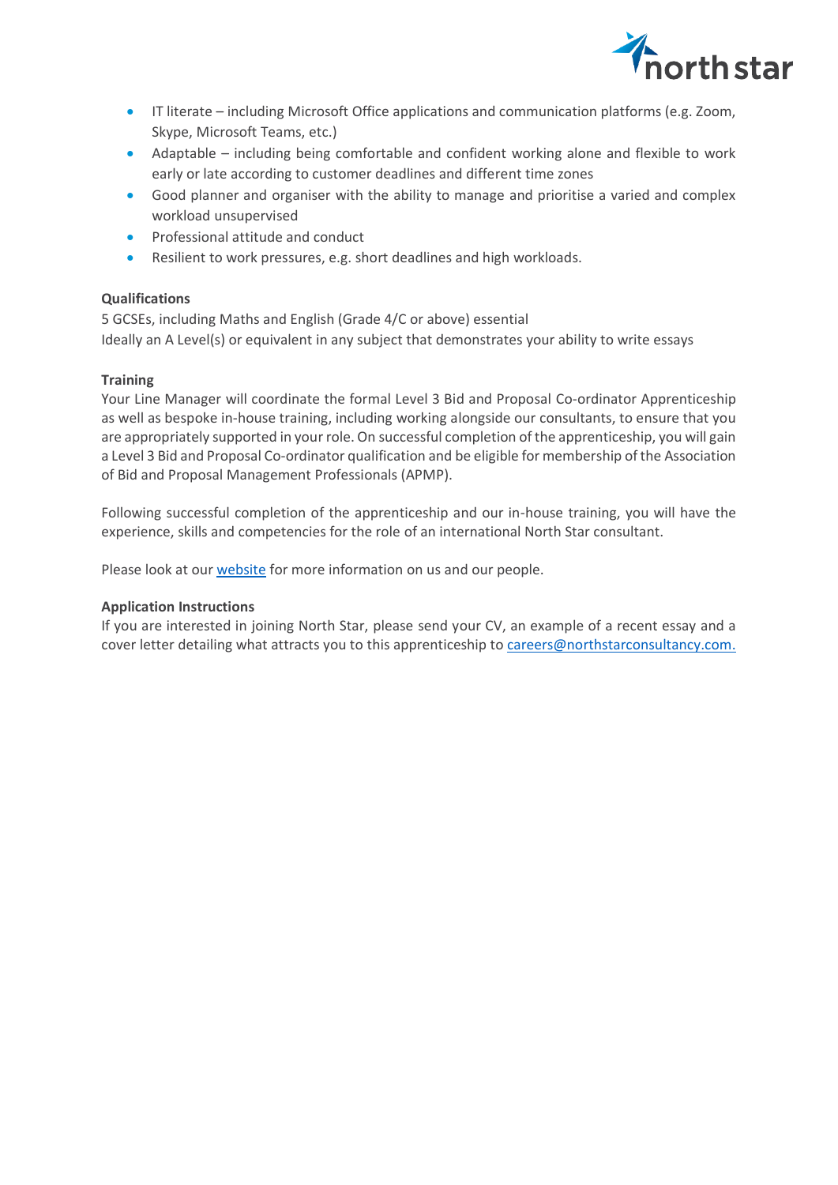- IT literate – including Microsoft Office applications and communication platforms (e.g. Zoom, Skype, Microsoft Teams, etc.)
- Adaptable – including being comfortable and confident working alone and flexible to work early or late according to customer deadlines and different time zones
- Good planner and organiser with the ability to manage and prioritise a varied and complex workload unsupervised
- Professional attitude and conduct
- Resilient to work pressures, e.g. short deadlines and high workloads.

**Qualifications**

5 GCSEs, including Maths and English (Grade 4/C or above) essential
Ideally an A Level(s) or equivalent in any subject that demonstrates your ability to write essays

**Training**

Your Line Manager will coordinate the formal Level 3 Bid and Proposal Co-ordinator Apprenticeship as well as bespoke in-house training, including working alongside our consultants, to ensure that you are appropriately supported in your role. On successful completion of the apprenticeship, you will gain a Level 3 Bid and Proposal Co-ordinator qualification and be eligible for membership of the Association of Bid and Proposal Management Professionals (APMP).

Following successful completion of the apprenticeship and our in-house training, you will have the experience, skills and competencies for the role of an international North Star consultant.

Please look at our website for more information on us and our people.

**Application Instructions**

If you are interested in joining North Star, please send your CV, an example of a recent essay and a cover letter detailing what attracts you to this apprenticeship to careers@northstarconsultancy.com.